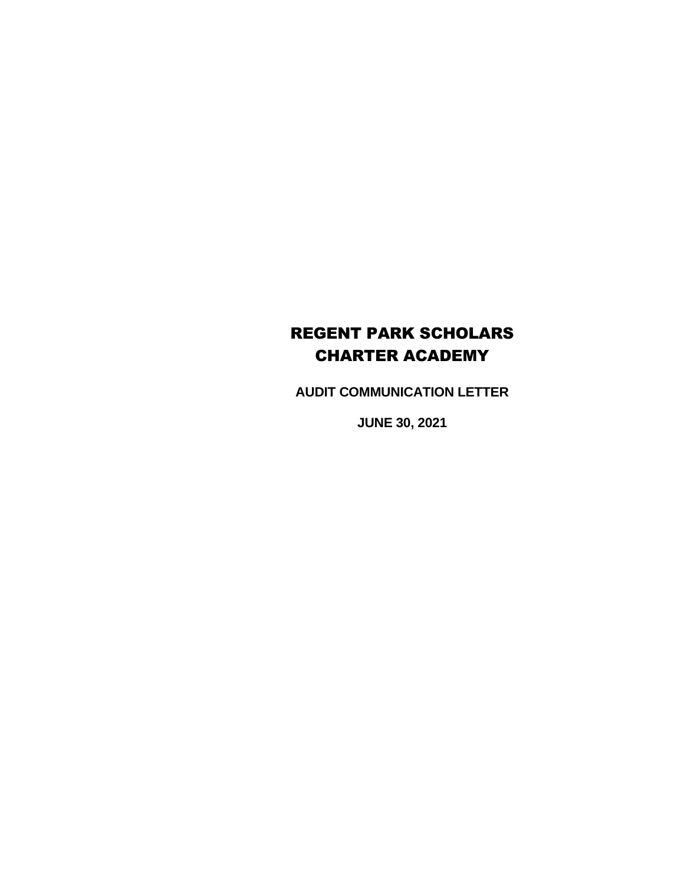# REGENT PARK SCHOLARS CHARTER ACADEMY

**AUDIT COMMUNICATION LETTER**

**JUNE 30, 2021**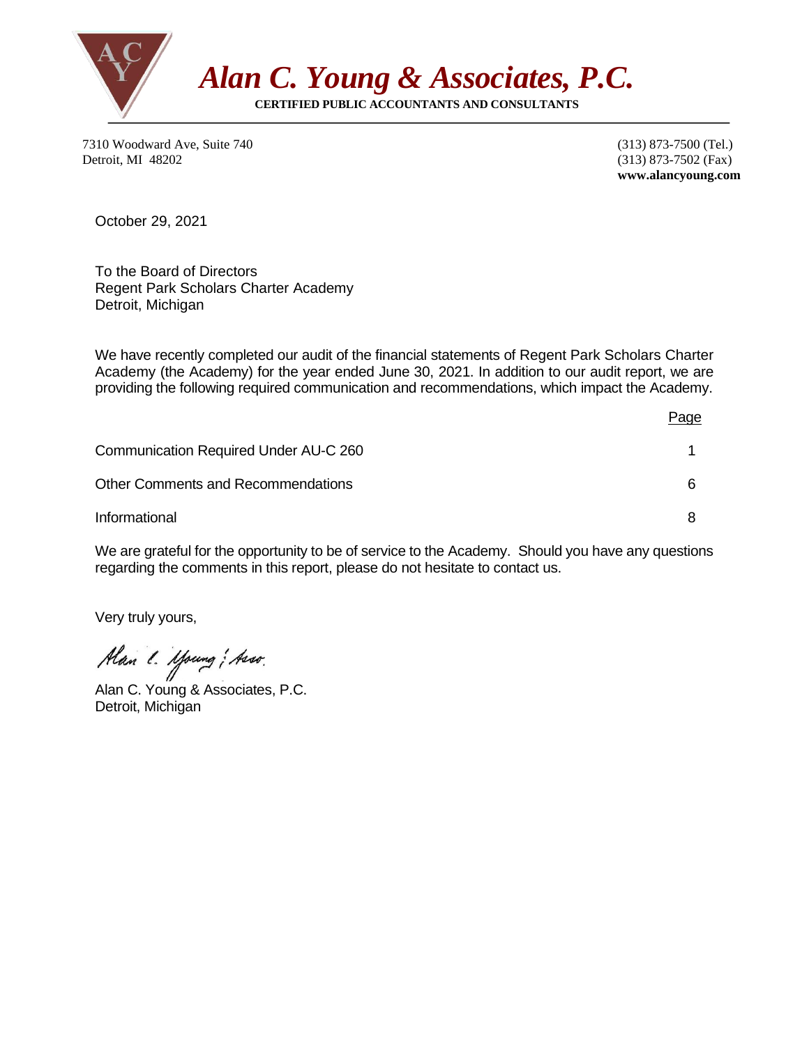# *Alan C. Young & Associates, P.C.*

**CERTIFIED PUBLIC ACCOUNTANTS AND CONSULTANTS**

7310 Woodward Ave, Suite 740
Detroit, MI 48202

(313) 873-7500 (Tel.)
(313) 873-7502 (Fax)
**www.alancyoung.com**

October 29, 2021

To the Board of Directors
Regent Park Scholars Charter Academy
Detroit, Michigan

We have recently completed our audit of the financial statements of Regent Park Scholars Charter Academy (the Academy) for the year ended June 30, 2021. In addition to our audit report, we are providing the following required communication and recommendations, which impact the Academy.

| | Page |
|---|---|
| Communication Required Under AU-C 260 | 1 |
| Other Comments and Recommendations | 6 |
| Informational | 8 |

We are grateful for the opportunity to be of service to the Academy. Should you have any questions regarding the comments in this report, please do not hesitate to contact us.

Very truly yours,

*Alan C. Young & Asso.*

Alan C. Young & Associates, P.C.
Detroit, Michigan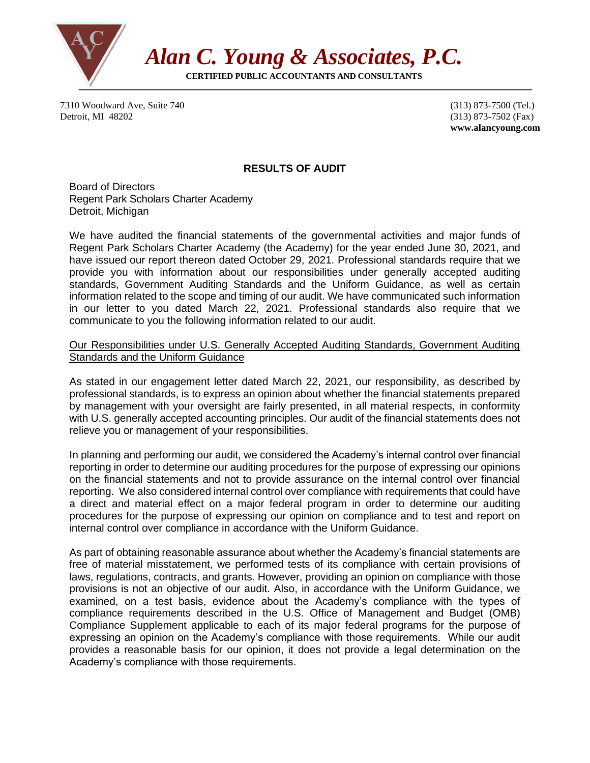# *Alan C. Young & Associates, P.C.*

**CERTIFIED PUBLIC ACCOUNTANTS AND CONSULTANTS**

7310 Woodward Ave, Suite 740
Detroit, MI 48202

(313) 873-7500 (Tel.)
(313) 873-7502 (Fax)
**www.alancyoung.com**

## RESULTS OF AUDIT

Board of Directors
Regent Park Scholars Charter Academy
Detroit, Michigan

We have audited the financial statements of the governmental activities and major funds of Regent Park Scholars Charter Academy (the Academy) for the year ended June 30, 2021, and have issued our report thereon dated October 29, 2021. Professional standards require that we provide you with information about our responsibilities under generally accepted auditing standards, Government Auditing Standards and the Uniform Guidance, as well as certain information related to the scope and timing of our audit. We have communicated such information in our letter to you dated March 22, 2021. Professional standards also require that we communicate to you the following information related to our audit.

Our Responsibilities under U.S. Generally Accepted Auditing Standards, Government Auditing Standards and the Uniform Guidance

As stated in our engagement letter dated March 22, 2021, our responsibility, as described by professional standards, is to express an opinion about whether the financial statements prepared by management with your oversight are fairly presented, in all material respects, in conformity with U.S. generally accepted accounting principles. Our audit of the financial statements does not relieve you or management of your responsibilities.

In planning and performing our audit, we considered the Academy's internal control over financial reporting in order to determine our auditing procedures for the purpose of expressing our opinions on the financial statements and not to provide assurance on the internal control over financial reporting. We also considered internal control over compliance with requirements that could have a direct and material effect on a major federal program in order to determine our auditing procedures for the purpose of expressing our opinion on compliance and to test and report on internal control over compliance in accordance with the Uniform Guidance.

As part of obtaining reasonable assurance about whether the Academy's financial statements are free of material misstatement, we performed tests of its compliance with certain provisions of laws, regulations, contracts, and grants. However, providing an opinion on compliance with those provisions is not an objective of our audit. Also, in accordance with the Uniform Guidance, we examined, on a test basis, evidence about the Academy's compliance with the types of compliance requirements described in the U.S. Office of Management and Budget (OMB) Compliance Supplement applicable to each of its major federal programs for the purpose of expressing an opinion on the Academy's compliance with those requirements. While our audit provides a reasonable basis for our opinion, it does not provide a legal determination on the Academy's compliance with those requirements.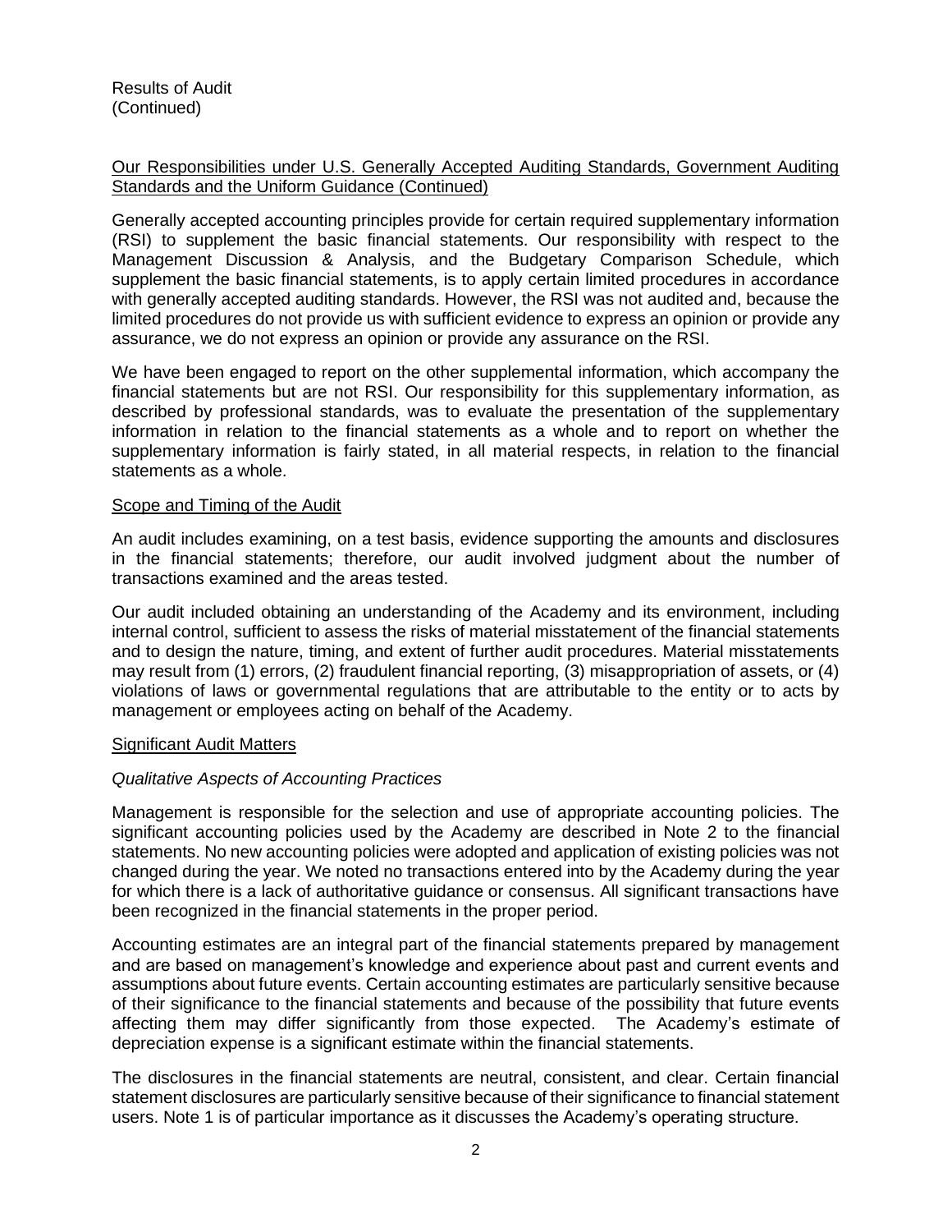Results of Audit
(Continued)

## Our Responsibilities under U.S. Generally Accepted Auditing Standards, Government Auditing Standards and the Uniform Guidance (Continued)

Generally accepted accounting principles provide for certain required supplementary information (RSI) to supplement the basic financial statements. Our responsibility with respect to the Management Discussion & Analysis, and the Budgetary Comparison Schedule, which supplement the basic financial statements, is to apply certain limited procedures in accordance with generally accepted auditing standards. However, the RSI was not audited and, because the limited procedures do not provide us with sufficient evidence to express an opinion or provide any assurance, we do not express an opinion or provide any assurance on the RSI.

We have been engaged to report on the other supplemental information, which accompany the financial statements but are not RSI. Our responsibility for this supplementary information, as described by professional standards, was to evaluate the presentation of the supplementary information in relation to the financial statements as a whole and to report on whether the supplementary information is fairly stated, in all material respects, in relation to the financial statements as a whole.

## Scope and Timing of the Audit

An audit includes examining, on a test basis, evidence supporting the amounts and disclosures in the financial statements; therefore, our audit involved judgment about the number of transactions examined and the areas tested.

Our audit included obtaining an understanding of the Academy and its environment, including internal control, sufficient to assess the risks of material misstatement of the financial statements and to design the nature, timing, and extent of further audit procedures. Material misstatements may result from (1) errors, (2) fraudulent financial reporting, (3) misappropriation of assets, or (4) violations of laws or governmental regulations that are attributable to the entity or to acts by management or employees acting on behalf of the Academy.

## Significant Audit Matters

### *Qualitative Aspects of Accounting Practices*

Management is responsible for the selection and use of appropriate accounting policies. The significant accounting policies used by the Academy are described in Note 2 to the financial statements. No new accounting policies were adopted and application of existing policies was not changed during the year. We noted no transactions entered into by the Academy during the year for which there is a lack of authoritative guidance or consensus. All significant transactions have been recognized in the financial statements in the proper period.

Accounting estimates are an integral part of the financial statements prepared by management and are based on management's knowledge and experience about past and current events and assumptions about future events. Certain accounting estimates are particularly sensitive because of their significance to the financial statements and because of the possibility that future events affecting them may differ significantly from those expected. The Academy's estimate of depreciation expense is a significant estimate within the financial statements.

The disclosures in the financial statements are neutral, consistent, and clear. Certain financial statement disclosures are particularly sensitive because of their significance to financial statement users. Note 1 is of particular importance as it discusses the Academy's operating structure.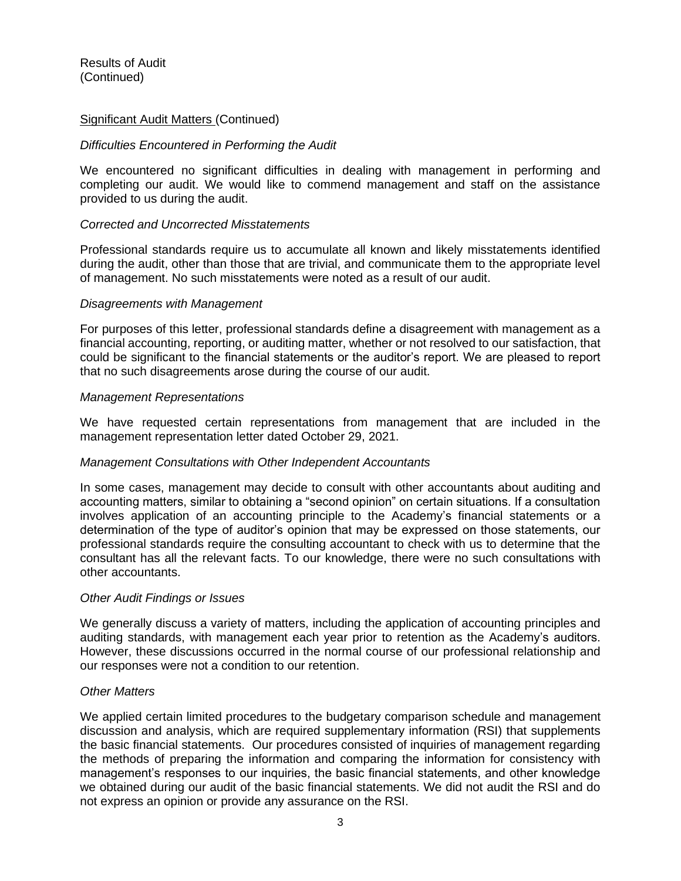Results of Audit
(Continued)

Significant Audit Matters (Continued)

*Difficulties Encountered in Performing the Audit*

We encountered no significant difficulties in dealing with management in performing and completing our audit. We would like to commend management and staff on the assistance provided to us during the audit.

*Corrected and Uncorrected Misstatements*

Professional standards require us to accumulate all known and likely misstatements identified during the audit, other than those that are trivial, and communicate them to the appropriate level of management. No such misstatements were noted as a result of our audit.

*Disagreements with Management*

For purposes of this letter, professional standards define a disagreement with management as a financial accounting, reporting, or auditing matter, whether or not resolved to our satisfaction, that could be significant to the financial statements or the auditor's report. We are pleased to report that no such disagreements arose during the course of our audit.

*Management Representations*

We have requested certain representations from management that are included in the management representation letter dated October 29, 2021.

*Management Consultations with Other Independent Accountants*

In some cases, management may decide to consult with other accountants about auditing and accounting matters, similar to obtaining a "second opinion" on certain situations. If a consultation involves application of an accounting principle to the Academy's financial statements or a determination of the type of auditor's opinion that may be expressed on those statements, our professional standards require the consulting accountant to check with us to determine that the consultant has all the relevant facts. To our knowledge, there were no such consultations with other accountants.

*Other Audit Findings or Issues*

We generally discuss a variety of matters, including the application of accounting principles and auditing standards, with management each year prior to retention as the Academy's auditors. However, these discussions occurred in the normal course of our professional relationship and our responses were not a condition to our retention.

*Other Matters*

We applied certain limited procedures to the budgetary comparison schedule and management discussion and analysis, which are required supplementary information (RSI) that supplements the basic financial statements. Our procedures consisted of inquiries of management regarding the methods of preparing the information and comparing the information for consistency with management's responses to our inquiries, the basic financial statements, and other knowledge we obtained during our audit of the basic financial statements. We did not audit the RSI and do not express an opinion or provide any assurance on the RSI.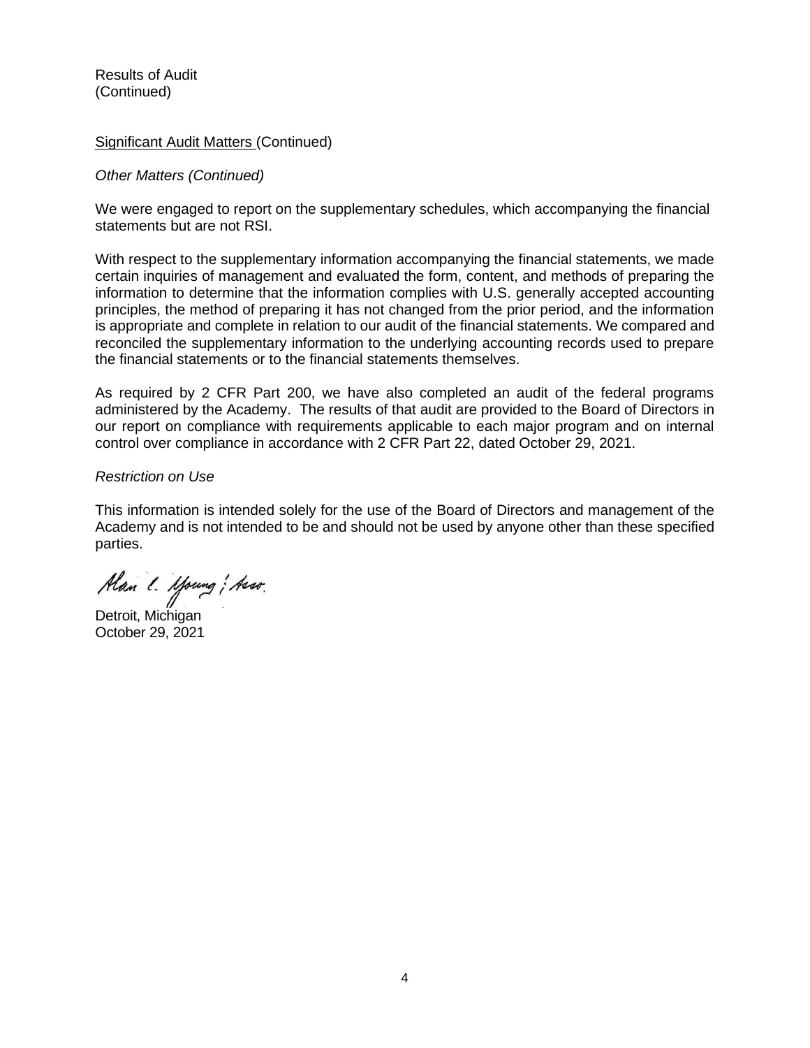Results of Audit
(Continued)

Significant Audit Matters (Continued)

*Other Matters (Continued)*

We were engaged to report on the supplementary schedules, which accompanying the financial statements but are not RSI.

With respect to the supplementary information accompanying the financial statements, we made certain inquiries of management and evaluated the form, content, and methods of preparing the information to determine that the information complies with U.S. generally accepted accounting principles, the method of preparing it has not changed from the prior period, and the information is appropriate and complete in relation to our audit of the financial statements. We compared and reconciled the supplementary information to the underlying accounting records used to prepare the financial statements or to the financial statements themselves.

As required by 2 CFR Part 200, we have also completed an audit of the federal programs administered by the Academy. The results of that audit are provided to the Board of Directors in our report on compliance with requirements applicable to each major program and on internal control over compliance in accordance with 2 CFR Part 22, dated October 29, 2021.

*Restriction on Use*

This information is intended solely for the use of the Board of Directors and management of the Academy and is not intended to be and should not be used by anyone other than these specified parties.

Alan C. Young & Asso.

Detroit, Michigan
October 29, 2021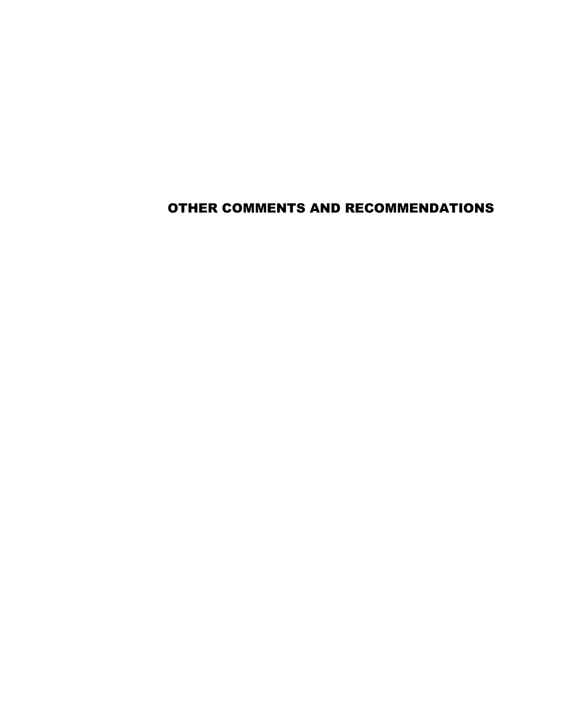# OTHER COMMENTS AND RECOMMENDATIONS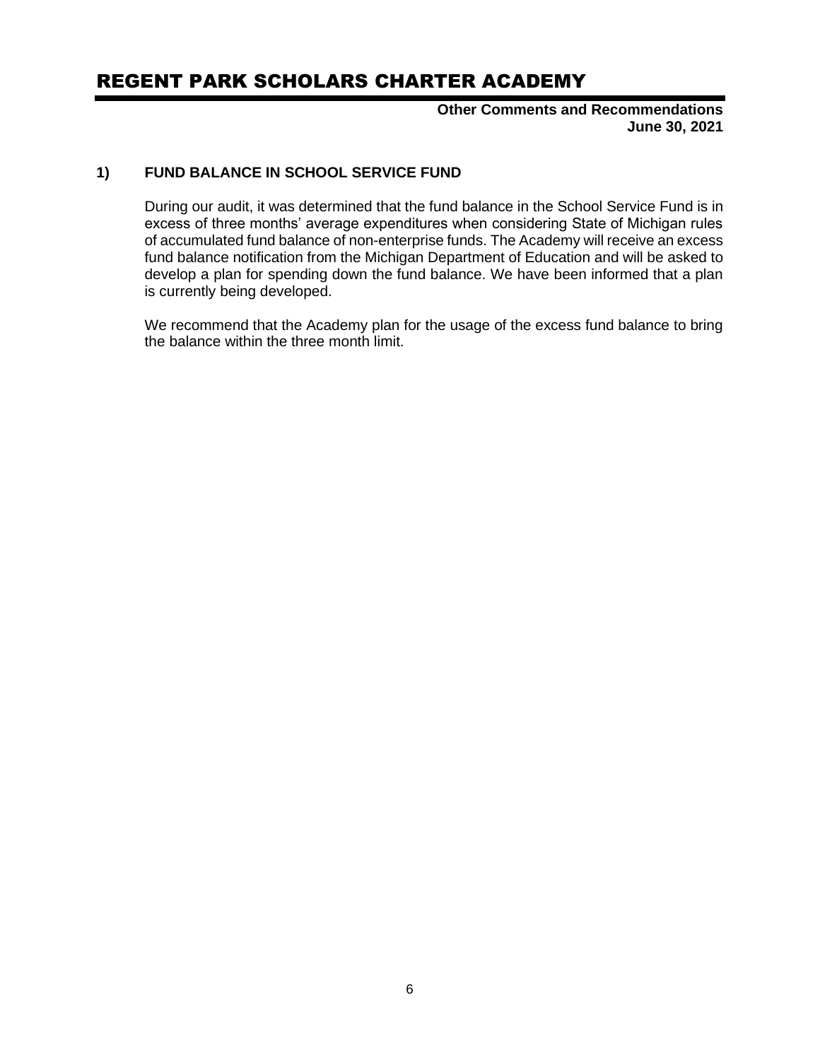# REGENT PARK SCHOLARS CHARTER ACADEMY

**Other Comments and Recommendations**
**June 30, 2021**

## 1) FUND BALANCE IN SCHOOL SERVICE FUND

During our audit, it was determined that the fund balance in the School Service Fund is in excess of three months' average expenditures when considering State of Michigan rules of accumulated fund balance of non-enterprise funds. The Academy will receive an excess fund balance notification from the Michigan Department of Education and will be asked to develop a plan for spending down the fund balance. We have been informed that a plan is currently being developed.

We recommend that the Academy plan for the usage of the excess fund balance to bring the balance within the three month limit.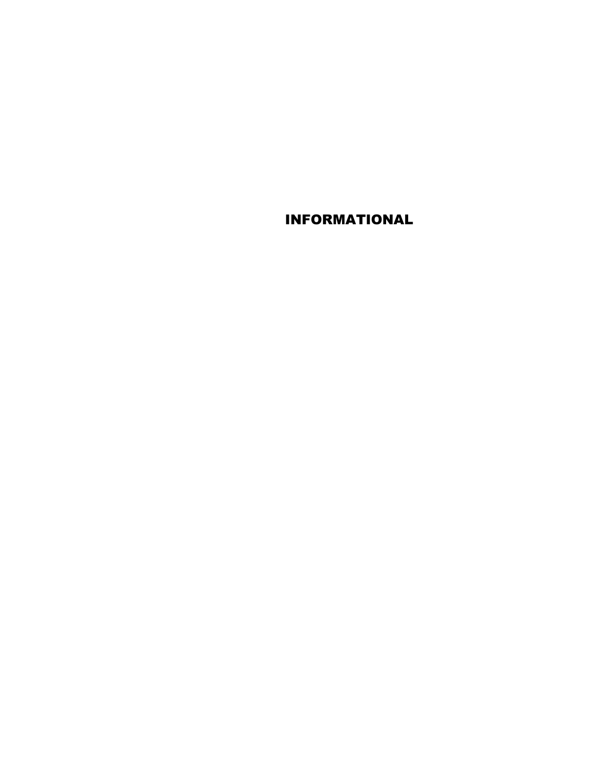# INFORMATIONAL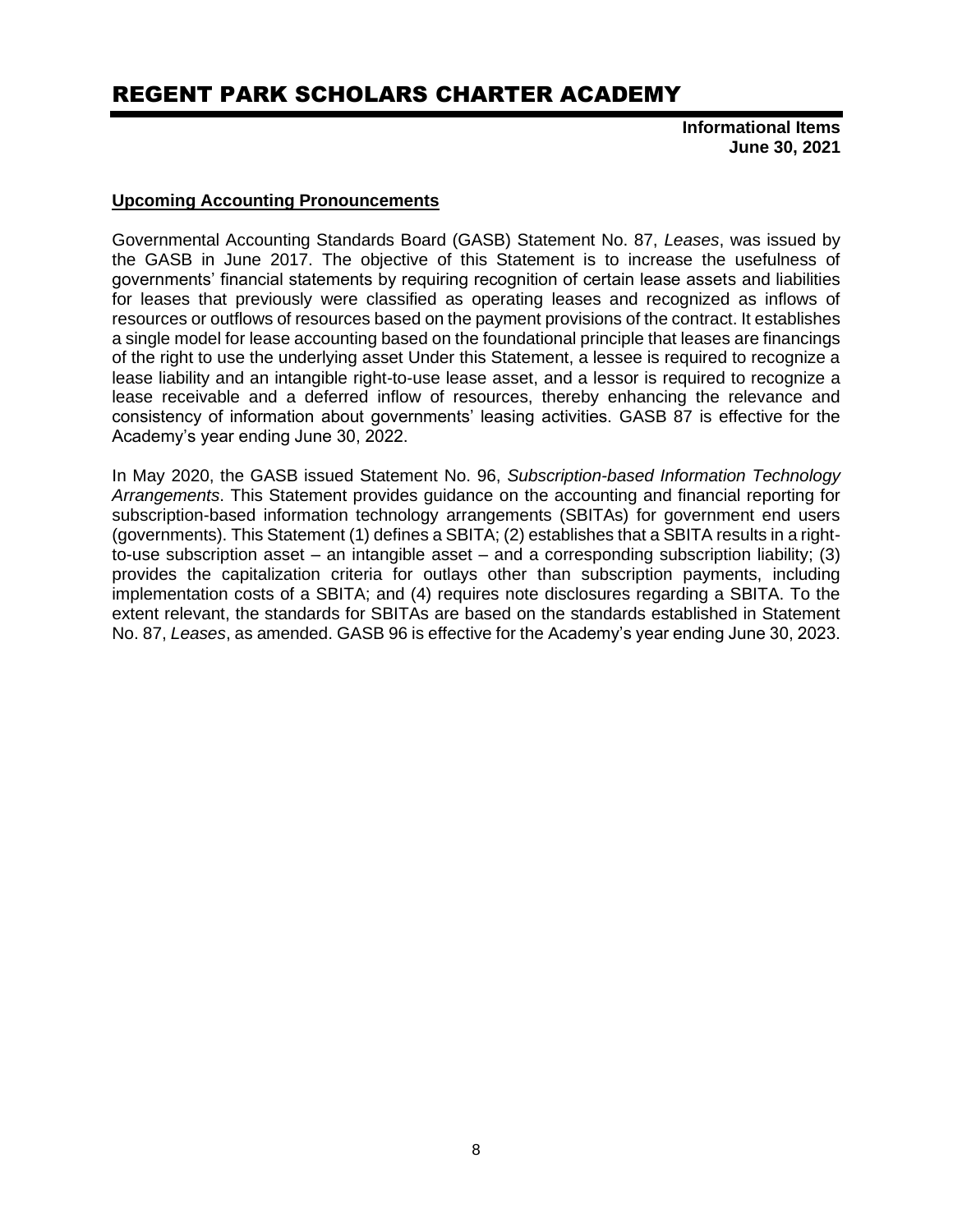# REGENT PARK SCHOLARS CHARTER ACADEMY

**Informational Items**
**June 30, 2021**

## Upcoming Accounting Pronouncements

Governmental Accounting Standards Board (GASB) Statement No. 87, *Leases*, was issued by the GASB in June 2017. The objective of this Statement is to increase the usefulness of governments' financial statements by requiring recognition of certain lease assets and liabilities for leases that previously were classified as operating leases and recognized as inflows of resources or outflows of resources based on the payment provisions of the contract. It establishes a single model for lease accounting based on the foundational principle that leases are financings of the right to use the underlying asset Under this Statement, a lessee is required to recognize a lease liability and an intangible right-to-use lease asset, and a lessor is required to recognize a lease receivable and a deferred inflow of resources, thereby enhancing the relevance and consistency of information about governments' leasing activities. GASB 87 is effective for the Academy's year ending June 30, 2022.

In May 2020, the GASB issued Statement No. 96, *Subscription-based Information Technology Arrangements*. This Statement provides guidance on the accounting and financial reporting for subscription-based information technology arrangements (SBITAs) for government end users (governments). This Statement (1) defines a SBITA; (2) establishes that a SBITA results in a right-to-use subscription asset – an intangible asset – and a corresponding subscription liability; (3) provides the capitalization criteria for outlays other than subscription payments, including implementation costs of a SBITA; and (4) requires note disclosures regarding a SBITA. To the extent relevant, the standards for SBITAs are based on the standards established in Statement No. 87, *Leases*, as amended. GASB 96 is effective for the Academy's year ending June 30, 2023.